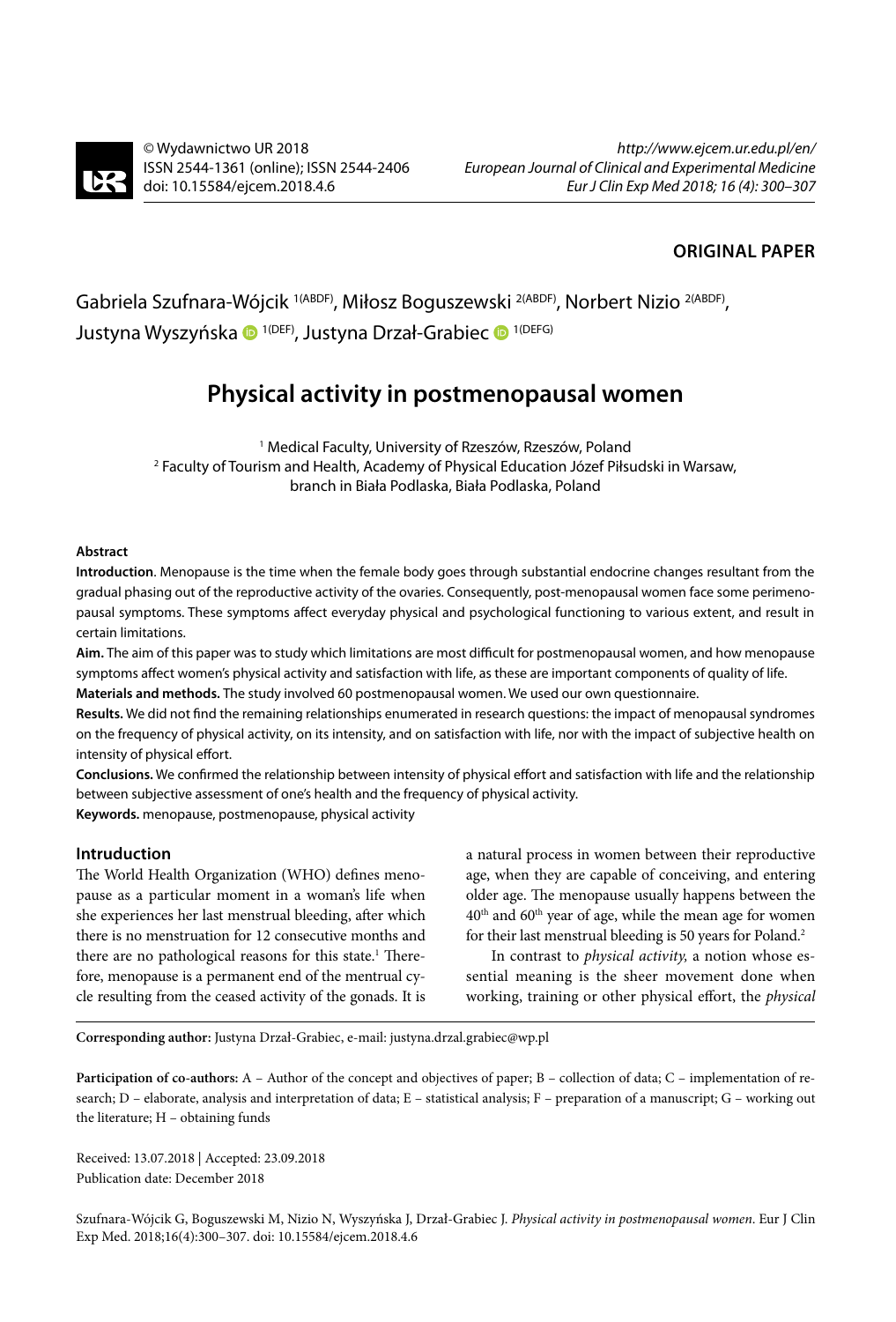© Wydawnictwo UR 2018
ISSN 2544-1361 (online); ISSN 2544-2406
doi: 10.15584/ejcem.2018.4.6

*http://www.ejcem.ur.edu.pl/en/*
*European Journal of Clinical and Experimental Medicine*
*Eur J Clin Exp Med 2018; 16 (4): 300–307*

**ORIGINAL PAPER**

Gabriela Szufnara-Wójcik [1(ABDF)], Miłosz Boguszewski [2(ABDF)], Norbert Nizio [2(ABDF)], Justyna Wyszyńska [1(DEF)], Justyna Drzał-Grabiec [1(DEFG)]

# Physical activity in postmenopausal women

[1] Medical Faculty, University of Rzeszów, Rzeszów, Poland
[2] Faculty of Tourism and Health, Academy of Physical Education Józef Piłsudski in Warsaw, branch in Biała Podlaska, Biała Podlaska, Poland

#### Abstract

**Introduction**. Menopause is the time when the female body goes through substantial endocrine changes resultant from the gradual phasing out of the reproductive activity of the ovaries. Consequently, post-menopausal women face some perimenopausal symptoms. These symptoms affect everyday physical and psychological functioning to various extent, and result in certain limitations.

**Aim.** The aim of this paper was to study which limitations are most difficult for postmenopausal women, and how menopause symptoms affect women's physical activity and satisfaction with life, as these are important components of quality of life.

**Materials and methods.** The study involved 60 postmenopausal women. We used our own questionnaire.

**Results.** We did not find the remaining relationships enumerated in research questions: the impact of menopausal syndromes on the frequency of physical activity, on its intensity, and on satisfaction with life, nor with the impact of subjective health on intensity of physical effort.

**Conclusions.** We confirmed the relationship between intensity of physical effort and satisfaction with life and the relationship between subjective assessment of one's health and the frequency of physical activity.

**Keywords.** menopause, postmenopause, physical activity

### Intruduction

The World Health Organization (WHO) defines menopause as a particular moment in a woman's life when she experiences her last menstrual bleeding, after which there is no menstruation for 12 consecutive months and there are no pathological reasons for this state.[1] Therefore, menopause is a permanent end of the mentrual cycle resulting from the ceased activity of the gonads. It is a natural process in women between their reproductive age, when they are capable of conceiving, and entering older age. The menopause usually happens between the 40th and 60th year of age, while the mean age for women for their last menstrual bleeding is 50 years for Poland.[2]

In contrast to *physical activity,* a notion whose essential meaning is the sheer movement done when working, training or other physical effort, the *physical*

---

**Corresponding author:** Justyna Drzał-Grabiec, e-mail: justyna.drzal.grabiec@wp.pl

**Participation of co-authors:** A – Author of the concept and objectives of paper; B – collection of data; C – implementation of research; D – elaborate, analysis and interpretation of data; E – statistical analysis; F – preparation of a manuscript; G – working out the literature; H – obtaining funds

Received: 13.07.2018 | Accepted: 23.09.2018
Publication date: December 2018

Szufnara-Wójcik G, Boguszewski M, Nizio N, Wyszyńska J, Drzał-Grabiec J. *Physical activity in postmenopausal women*. Eur J Clin Exp Med. 2018;16(4):300–307. doi: 10.15584/ejcem.2018.4.6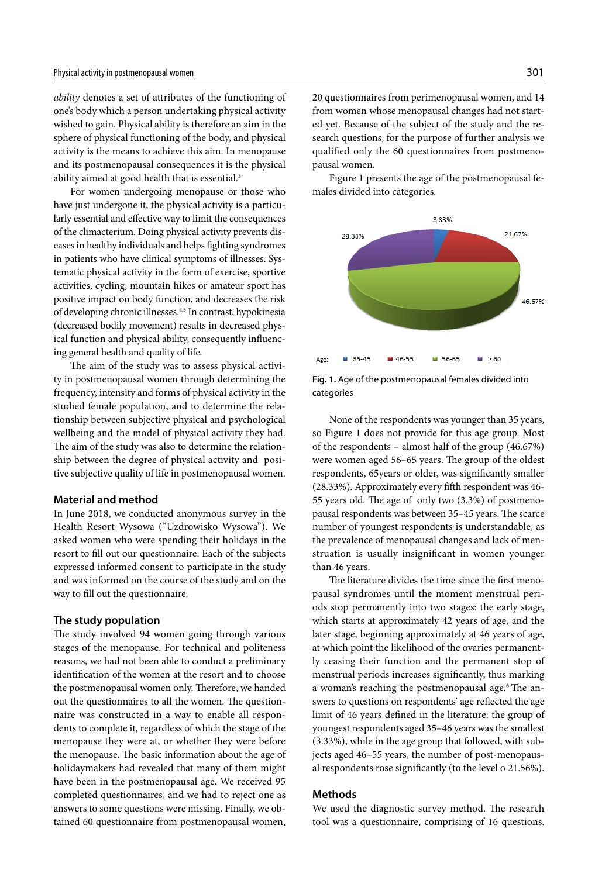*ability* denotes a set of attributes of the functioning of one's body which a person undertaking physical activity wished to gain. Physical ability is therefore an aim in the sphere of physical functioning of the body, and physical activity is the means to achieve this aim. In menopause and its postmenopausal consequences it is the physical ability aimed at good health that is essential.[3]

For women undergoing menopause or those who have just undergone it, the physical activity is a particularly essential and effective way to limit the consequences of the climacterium. Doing physical activity prevents diseases in healthy individuals and helps fighting syndromes in patients who have clinical symptoms of illnesses. Systematic physical activity in the form of exercise, sportive activities, cycling, mountain hikes or amateur sport has positive impact on body function, and decreases the risk of developing chronic illnesses.[4,5] In contrast, hypokinesia (decreased bodily movement) results in decreased physical function and physical ability, consequently influencing general health and quality of life.

The aim of the study was to assess physical activity in postmenopausal women through determining the frequency, intensity and forms of physical activity in the studied female population, and to determine the relationship between subjective physical and psychological wellbeing and the model of physical activity they had. The aim of the study was also to determine the relationship between the degree of physical activity and positive subjective quality of life in postmenopausal women.

## Material and method

In June 2018, we conducted anonymous survey in the Health Resort Wysowa ("Uzdrowisko Wysowa"). We asked women who were spending their holidays in the resort to fill out our questionnaire. Each of the subjects expressed informed consent to participate in the study and was informed on the course of the study and on the way to fill out the questionnaire.

## The study population

The study involved 94 women going through various stages of the menopause. For technical and politeness reasons, we had not been able to conduct a preliminary identification of the women at the resort and to choose the postmenopausal women only. Therefore, we handed out the questionnaires to all the women. The questionnaire was constructed in a way to enable all respondents to complete it, regardless of which the stage of the menopause they were at, or whether they were before the menopause. The basic information about the age of holidaymakers had revealed that many of them might have been in the postmenopausal age. We received 95 completed questionnaires, and we had to reject one as answers to some questions were missing. Finally, we obtained 60 questionnaire from postmenopausal women, 20 questionnaires from perimenopausal women, and 14 from women whose menopausal changes had not started yet. Because of the subject of the study and the research questions, for the purpose of further analysis we qualified only the 60 questionnaires from postmenopausal women.

Figure 1 presents the age of the postmenopausal females divided into categories.

**Fig. 1.** Age of the postmenopausal females divided into categories

None of the respondents was younger than 35 years, so Figure 1 does not provide for this age group. Most of the respondents – almost half of the group (46.67%) were women aged 56–65 years. The group of the oldest respondents, 65years or older, was significantly smaller (28.33%). Approximately every fifth respondent was 46-55 years old. The age of only two (3.3%) of postmenopausal respondents was between 35–45 years. The scarce number of youngest respondents is understandable, as the prevalence of menopausal changes and lack of menstruation is usually insignificant in women younger than 46 years.

The literature divides the time since the first menopausal syndromes until the moment menstrual periods stop permanently into two stages: the early stage, which starts at approximately 42 years of age, and the later stage, beginning approximately at 46 years of age, at which point the likelihood of the ovaries permanently ceasing their function and the permanent stop of menstrual periods increases significantly, thus marking a woman's reaching the postmenopausal age.[6] The answers to questions on respondents' age reflected the age limit of 46 years defined in the literature: the group of youngest respondents aged 35–46 years was the smallest (3.33%), while in the age group that followed, with subjects aged 46–55 years, the number of post-menopausal respondents rose significantly (to the level o 21.56%).

## Methods

We used the diagnostic survey method. The research tool was a questionnaire, comprising of 16 questions.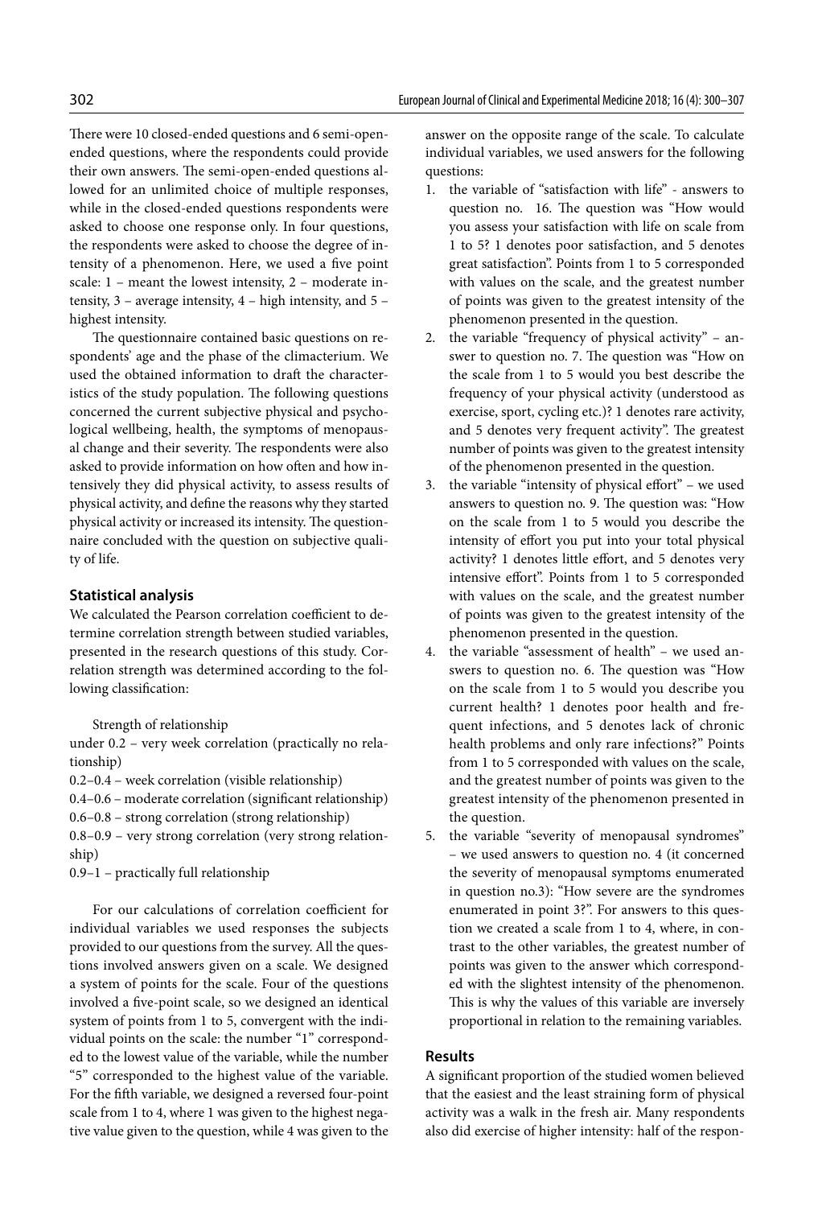There were 10 closed-ended questions and 6 semi-open-ended questions, where the respondents could provide their own answers. The semi-open-ended questions allowed for an unlimited choice of multiple responses, while in the closed-ended questions respondents were asked to choose one response only. In four questions, the respondents were asked to choose the degree of intensity of a phenomenon. Here, we used a five point scale: 1 – meant the lowest intensity, 2 – moderate intensity, 3 – average intensity, 4 – high intensity, and 5 – highest intensity.

The questionnaire contained basic questions on respondents' age and the phase of the climacterium. We used the obtained information to draft the characteristics of the study population. The following questions concerned the current subjective physical and psychological wellbeing, health, the symptoms of menopausal change and their severity. The respondents were also asked to provide information on how often and how intensively they did physical activity, to assess results of physical activity, and define the reasons why they started physical activity or increased its intensity. The questionnaire concluded with the question on subjective quality of life.

### Statistical analysis

We calculated the Pearson correlation coefficient to determine correlation strength between studied variables, presented in the research questions of this study. Correlation strength was determined according to the following classification:

Strength of relationship

under 0.2 – very week correlation (practically no relationship)

0.2–0.4 – week correlation (visible relationship)

0.4–0.6 – moderate correlation (significant relationship)

0.6–0.8 – strong correlation (strong relationship)

0.8–0.9 – very strong correlation (very strong relationship)

0.9–1 – practically full relationship

For our calculations of correlation coefficient for individual variables we used responses the subjects provided to our questions from the survey. All the questions involved answers given on a scale. We designed a system of points for the scale. Four of the questions involved a five-point scale, so we designed an identical system of points from 1 to 5, convergent with the individual points on the scale: the number "1" corresponded to the lowest value of the variable, while the number "5" corresponded to the highest value of the variable. For the fifth variable, we designed a reversed four-point scale from 1 to 4, where 1 was given to the highest negative value given to the question, while 4 was given to the answer on the opposite range of the scale. To calculate individual variables, we used answers for the following questions:

1. the variable of "satisfaction with life" - answers to question no. 16. The question was "How would you assess your satisfaction with life on scale from 1 to 5? 1 denotes poor satisfaction, and 5 denotes great satisfaction". Points from 1 to 5 corresponded with values on the scale, and the greatest number of points was given to the greatest intensity of the phenomenon presented in the question.
2. the variable "frequency of physical activity" – answer to question no. 7. The question was "How on the scale from 1 to 5 would you best describe the frequency of your physical activity (understood as exercise, sport, cycling etc.)? 1 denotes rare activity, and 5 denotes very frequent activity". The greatest number of points was given to the greatest intensity of the phenomenon presented in the question.
3. the variable "intensity of physical effort" – we used answers to question no. 9. The question was: "How on the scale from 1 to 5 would you describe the intensity of effort you put into your total physical activity? 1 denotes little effort, and 5 denotes very intensive effort". Points from 1 to 5 corresponded with values on the scale, and the greatest number of points was given to the greatest intensity of the phenomenon presented in the question.
4. the variable "assessment of health" – we used answers to question no. 6. The question was "How on the scale from 1 to 5 would you describe you current health? 1 denotes poor health and frequent infections, and 5 denotes lack of chronic health problems and only rare infections?" Points from 1 to 5 corresponded with values on the scale, and the greatest number of points was given to the greatest intensity of the phenomenon presented in the question.
5. the variable "severity of menopausal syndromes" – we used answers to question no. 4 (it concerned the severity of menopausal symptoms enumerated in question no.3): "How severe are the syndromes enumerated in point 3?". For answers to this question we created a scale from 1 to 4, where, in contrast to the other variables, the greatest number of points was given to the answer which corresponded with the slightest intensity of the phenomenon. This is why the values of this variable are inversely proportional in relation to the remaining variables.

### Results

A significant proportion of the studied women believed that the easiest and the least straining form of physical activity was a walk in the fresh air. Many respondents also did exercise of higher intensity: half of the respon-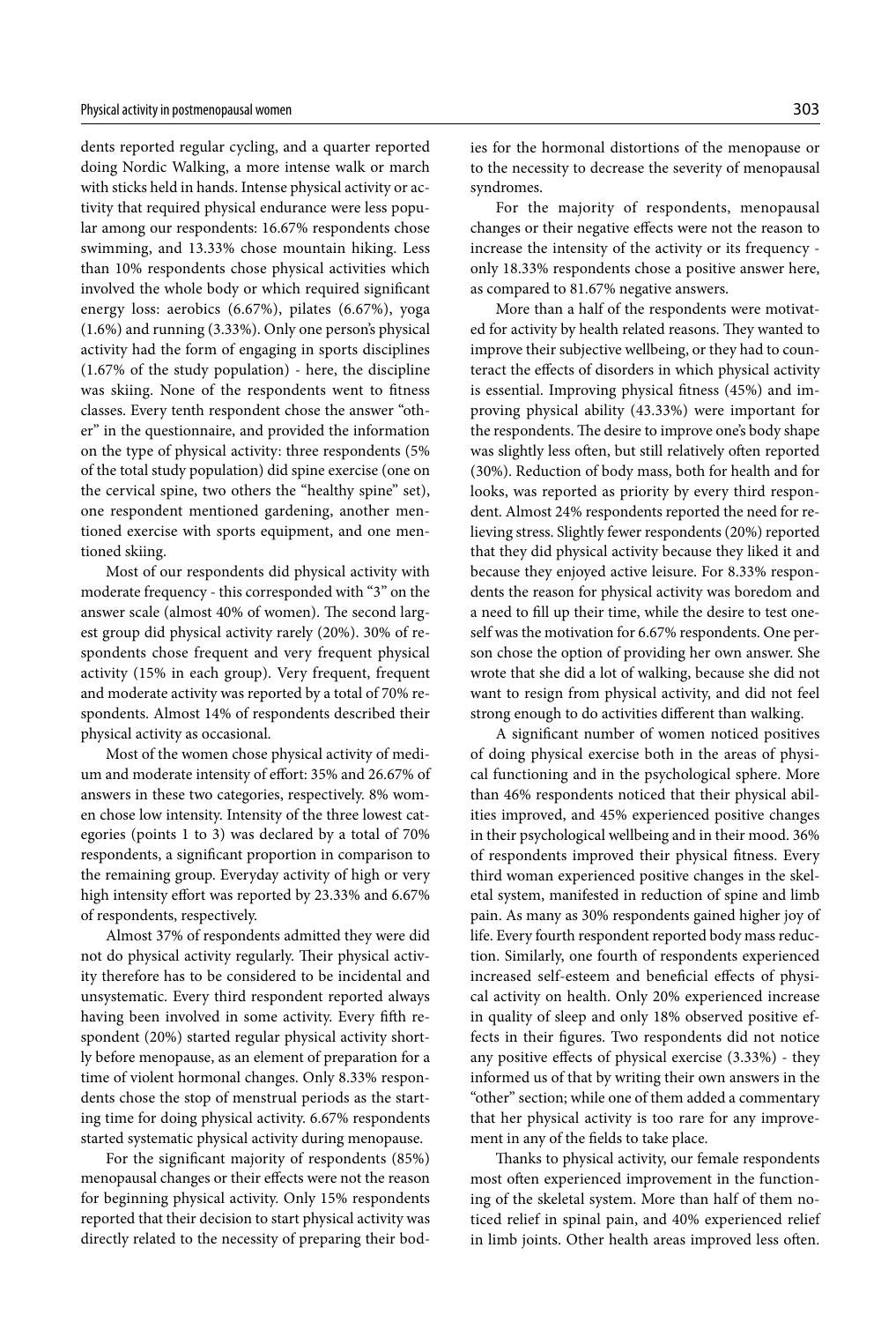dents reported regular cycling, and a quarter reported doing Nordic Walking, a more intense walk or march with sticks held in hands. Intense physical activity or activity that required physical endurance were less popular among our respondents: 16.67% respondents chose swimming, and 13.33% chose mountain hiking. Less than 10% respondents chose physical activities which involved the whole body or which required significant energy loss: aerobics (6.67%), pilates (6.67%), yoga (1.6%) and running (3.33%). Only one person's physical activity had the form of engaging in sports disciplines (1.67% of the study population) - here, the discipline was skiing. None of the respondents went to fitness classes. Every tenth respondent chose the answer "other" in the questionnaire, and provided the information on the type of physical activity: three respondents (5% of the total study population) did spine exercise (one on the cervical spine, two others the "healthy spine" set), one respondent mentioned gardening, another mentioned exercise with sports equipment, and one mentioned skiing.

Most of our respondents did physical activity with moderate frequency - this corresponded with "3" on the answer scale (almost 40% of women). The second largest group did physical activity rarely (20%). 30% of respondents chose frequent and very frequent physical activity (15% in each group). Very frequent, frequent and moderate activity was reported by a total of 70% respondents. Almost 14% of respondents described their physical activity as occasional.

Most of the women chose physical activity of medium and moderate intensity of effort: 35% and 26.67% of answers in these two categories, respectively. 8% women chose low intensity. Intensity of the three lowest categories (points 1 to 3) was declared by a total of 70% respondents, a significant proportion in comparison to the remaining group. Everyday activity of high or very high intensity effort was reported by 23.33% and 6.67% of respondents, respectively.

Almost 37% of respondents admitted they were did not do physical activity regularly. Their physical activity therefore has to be considered to be incidental and unsystematic. Every third respondent reported always having been involved in some activity. Every fifth respondent (20%) started regular physical activity shortly before menopause, as an element of preparation for a time of violent hormonal changes. Only 8.33% respondents chose the stop of menstrual periods as the starting time for doing physical activity. 6.67% respondents started systematic physical activity during menopause.

For the significant majority of respondents (85%) menopausal changes or their effects were not the reason for beginning physical activity. Only 15% respondents reported that their decision to start physical activity was directly related to the necessity of preparing their bodies for the hormonal distortions of the menopause or to the necessity to decrease the severity of menopausal syndromes.

For the majority of respondents, menopausal changes or their negative effects were not the reason to increase the intensity of the activity or its frequency - only 18.33% respondents chose a positive answer here, as compared to 81.67% negative answers.

More than a half of the respondents were motivated for activity by health related reasons. They wanted to improve their subjective wellbeing, or they had to counteract the effects of disorders in which physical activity is essential. Improving physical fitness (45%) and improving physical ability (43.33%) were important for the respondents. The desire to improve one's body shape was slightly less often, but still relatively often reported (30%). Reduction of body mass, both for health and for looks, was reported as priority by every third respondent. Almost 24% respondents reported the need for relieving stress. Slightly fewer respondents (20%) reported that they did physical activity because they liked it and because they enjoyed active leisure. For 8.33% respondents the reason for physical activity was boredom and a need to fill up their time, while the desire to test oneself was the motivation for 6.67% respondents. One person chose the option of providing her own answer. She wrote that she did a lot of walking, because she did not want to resign from physical activity, and did not feel strong enough to do activities different than walking.

A significant number of women noticed positives of doing physical exercise both in the areas of physical functioning and in the psychological sphere. More than 46% respondents noticed that their physical abilities improved, and 45% experienced positive changes in their psychological wellbeing and in their mood. 36% of respondents improved their physical fitness. Every third woman experienced positive changes in the skeletal system, manifested in reduction of spine and limb pain. As many as 30% respondents gained higher joy of life. Every fourth respondent reported body mass reduction. Similarly, one fourth of respondents experienced increased self-esteem and beneficial effects of physical activity on health. Only 20% experienced increase in quality of sleep and only 18% observed positive effects in their figures. Two respondents did not notice any positive effects of physical exercise (3.33%) - they informed us of that by writing their own answers in the "other" section; while one of them added a commentary that her physical activity is too rare for any improvement in any of the fields to take place.

Thanks to physical activity, our female respondents most often experienced improvement in the functioning of the skeletal system. More than half of them noticed relief in spinal pain, and 40% experienced relief in limb joints. Other health areas improved less often.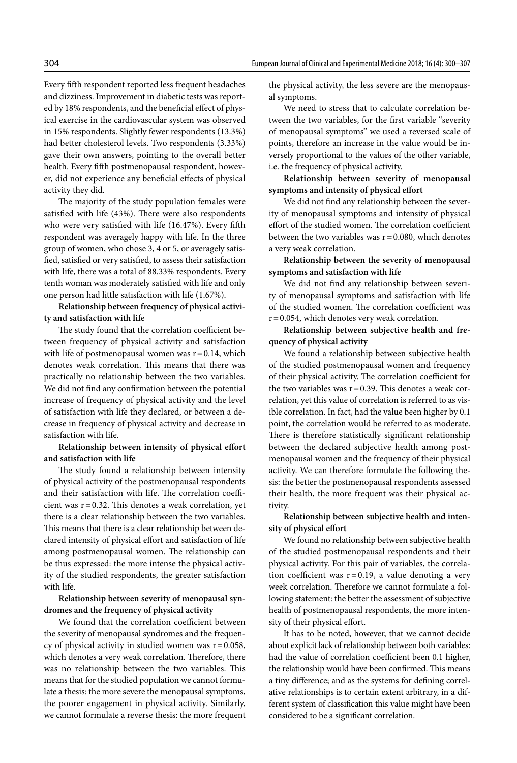Every fifth respondent reported less frequent headaches and dizziness. Improvement in diabetic tests was reported by 18% respondents, and the beneficial effect of physical exercise in the cardiovascular system was observed in 15% respondents. Slightly fewer respondents (13.3%) had better cholesterol levels. Two respondents (3.33%) gave their own answers, pointing to the overall better health. Every fifth postmenopausal respondent, however, did not experience any beneficial effects of physical activity they did.

The majority of the study population females were satisfied with life (43%). There were also respondents who were very satisfied with life (16.47%). Every fifth respondent was averagely happy with life. In the three group of women, who chose 3, 4 or 5, or averagely satisfied, satisfied or very satisfied, to assess their satisfaction with life, there was a total of 88.33% respondents. Every tenth woman was moderately satisfied with life and only one person had little satisfaction with life (1.67%).

**Relationship between frequency of physical activity and satisfaction with life**

The study found that the correlation coefficient between frequency of physical activity and satisfaction with life of postmenopausal women was $r = 0.14$, which denotes weak correlation. This means that there was practically no relationship between the two variables. We did not find any confirmation between the potential increase of frequency of physical activity and the level of satisfaction with life they declared, or between a decrease in frequency of physical activity and decrease in satisfaction with life.

**Relationship between intensity of physical effort and satisfaction with life**

The study found a relationship between intensity of physical activity of the postmenopausal respondents and their satisfaction with life. The correlation coefficient was $r = 0.32$. This denotes a weak correlation, yet there is a clear relationship between the two variables. This means that there is a clear relationship between declared intensity of physical effort and satisfaction of life among postmenopausal women. The relationship can be thus expressed: the more intense the physical activity of the studied respondents, the greater satisfaction with life.

**Relationship between severity of menopausal syndromes and the frequency of physical activity**

We found that the correlation coefficient between the severity of menopausal syndromes and the frequency of physical activity in studied women was $r = 0.058$, which denotes a very weak correlation. Therefore, there was no relationship between the two variables. This means that for the studied population we cannot formulate a thesis: the more severe the menopausal symptoms, the poorer engagement in physical activity. Similarly, we cannot formulate a reverse thesis: the more frequent the physical activity, the less severe are the menopausal symptoms.

We need to stress that to calculate correlation between the two variables, for the first variable "severity of menopausal symptoms" we used a reversed scale of points, therefore an increase in the value would be inversely proportional to the values of the other variable, i.e. the frequency of physical activity.

**Relationship between severity of menopausal symptoms and intensity of physical effort**

We did not find any relationship between the severity of menopausal symptoms and intensity of physical effort of the studied women. The correlation coefficient between the two variables was $r = 0.080$, which denotes a very weak correlation.

**Relationship between the severity of menopausal symptoms and satisfaction with life**

We did not find any relationship between severity of menopausal symptoms and satisfaction with life of the studied women. The correlation coefficient was $r = 0.054$, which denotes very weak correlation.

**Relationship between subjective health and frequency of physical activity**

We found a relationship between subjective health of the studied postmenopausal women and frequency of their physical activity. The correlation coefficient for the two variables was $r = 0.39$. This denotes a weak correlation, yet this value of correlation is referred to as visible correlation. In fact, had the value been higher by 0.1 point, the correlation would be referred to as moderate. There is therefore statistically significant relationship between the declared subjective health among postmenopausal women and the frequency of their physical activity. We can therefore formulate the following thesis: the better the postmenopausal respondents assessed their health, the more frequent was their physical activity.

**Relationship between subjective health and intensity of physical effort**

We found no relationship between subjective health of the studied postmenopausal respondents and their physical activity. For this pair of variables, the correlation coefficient was $r = 0.19$, a value denoting a very week correlation. Therefore we cannot formulate a following statement: the better the assessment of subjective health of postmenopausal respondents, the more intensity of their physical effort.

It has to be noted, however, that we cannot decide about explicit lack of relationship between both variables: had the value of correlation coefficient been 0.1 higher, the relationship would have been confirmed. This means a tiny difference; and as the systems for defining correlative relationships is to certain extent arbitrary, in a different system of classification this value might have been considered to be a significant correlation.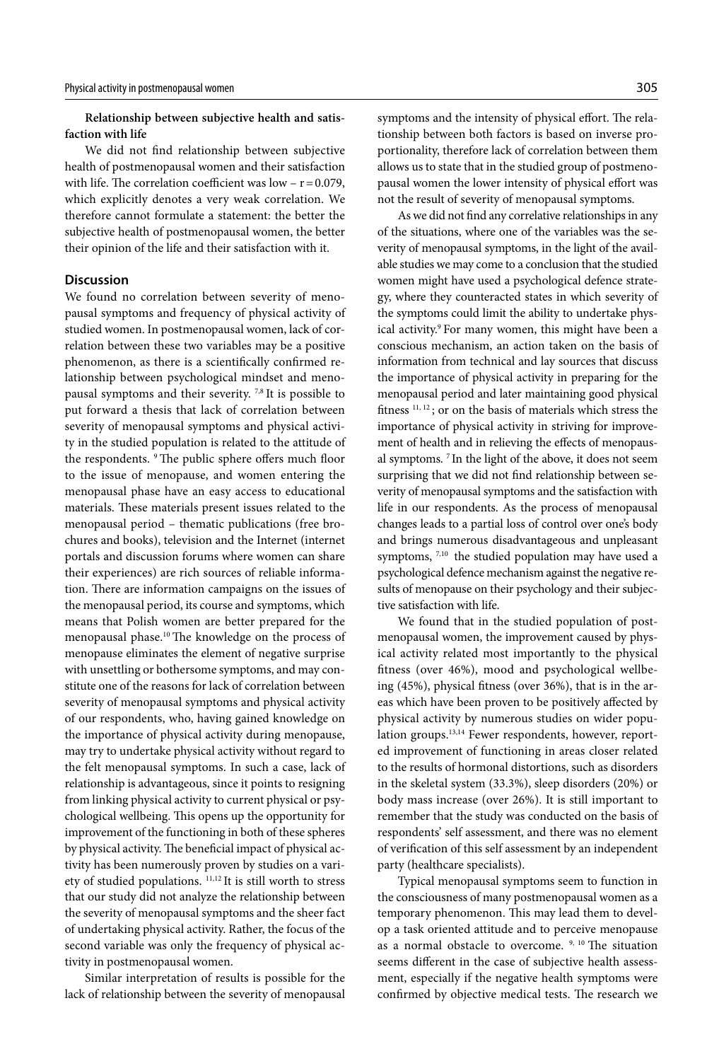**Relationship between subjective health and satisfaction with life**

We did not find relationship between subjective health of postmenopausal women and their satisfaction with life. The correlation coefficient was low – $r = 0.079$, which explicitly denotes a very weak correlation. We therefore cannot formulate a statement: the better the subjective health of postmenopausal women, the better their opinion of the life and their satisfaction with it.

## Discussion

We found no correlation between severity of menopausal symptoms and frequency of physical activity of studied women. In postmenopausal women, lack of correlation between these two variables may be a positive phenomenon, as there is a scientifically confirmed relationship between psychological mindset and menopausal symptoms and their severity. [7,8] It is possible to put forward a thesis that lack of correlation between severity of menopausal symptoms and physical activity in the studied population is related to the attitude of the respondents. [9] The public sphere offers much floor to the issue of menopause, and women entering the menopausal phase have an easy access to educational materials. These materials present issues related to the menopausal period – thematic publications (free brochures and books), television and the Internet (internet portals and discussion forums where women can share their experiences) are rich sources of reliable information. There are information campaigns on the issues of the menopausal period, its course and symptoms, which means that Polish women are better prepared for the menopausal phase.[10] The knowledge on the process of menopause eliminates the element of negative surprise with unsettling or bothersome symptoms, and may constitute one of the reasons for lack of correlation between severity of menopausal symptoms and physical activity of our respondents, who, having gained knowledge on the importance of physical activity during menopause, may try to undertake physical activity without regard to the felt menopausal symptoms. In such a case, lack of relationship is advantageous, since it points to resigning from linking physical activity to current physical or psychological wellbeing. This opens up the opportunity for improvement of the functioning in both of these spheres by physical activity. The beneficial impact of physical activity has been numerously proven by studies on a variety of studied populations. [11,12] It is still worth to stress that our study did not analyze the relationship between the severity of menopausal symptoms and the sheer fact of undertaking physical activity. Rather, the focus of the second variable was only the frequency of physical activity in postmenopausal women.

Similar interpretation of results is possible for the lack of relationship between the severity of menopausal symptoms and the intensity of physical effort. The relationship between both factors is based on inverse proportionality, therefore lack of correlation between them allows us to state that in the studied group of postmenopausal women the lower intensity of physical effort was not the result of severity of menopausal symptoms.

As we did not find any correlative relationships in any of the situations, where one of the variables was the severity of menopausal symptoms, in the light of the available studies we may come to a conclusion that the studied women might have used a psychological defence strategy, where they counteracted states in which severity of the symptoms could limit the ability to undertake physical activity.[9] For many women, this might have been a conscious mechanism, an action taken on the basis of information from technical and lay sources that discuss the importance of physical activity in preparing for the menopausal period and later maintaining good physical fitness [11, 12]; or on the basis of materials which stress the importance of physical activity in striving for improvement of health and in relieving the effects of menopausal symptoms. [7] In the light of the above, it does not seem surprising that we did not find relationship between severity of menopausal symptoms and the satisfaction with life in our respondents. As the process of menopausal changes leads to a partial loss of control over one's body and brings numerous disadvantageous and unpleasant symptoms, [7,10] the studied population may have used a psychological defence mechanism against the negative results of menopause on their psychology and their subjective satisfaction with life.

We found that in the studied population of postmenopausal women, the improvement caused by physical activity related most importantly to the physical fitness (over 46%), mood and psychological wellbeing (45%), physical fitness (over 36%), that is in the areas which have been proven to be positively affected by physical activity by numerous studies on wider population groups.[13,14] Fewer respondents, however, reported improvement of functioning in areas closer related to the results of hormonal distortions, such as disorders in the skeletal system (33.3%), sleep disorders (20%) or body mass increase (over 26%). It is still important to remember that the study was conducted on the basis of respondents' self assessment, and there was no element of verification of this self assessment by an independent party (healthcare specialists).

Typical menopausal symptoms seem to function in the consciousness of many postmenopausal women as a temporary phenomenon. This may lead them to develop a task oriented attitude and to perceive menopause as a normal obstacle to overcome. [9, 10] The situation seems different in the case of subjective health assessment, especially if the negative health symptoms were confirmed by objective medical tests. The research we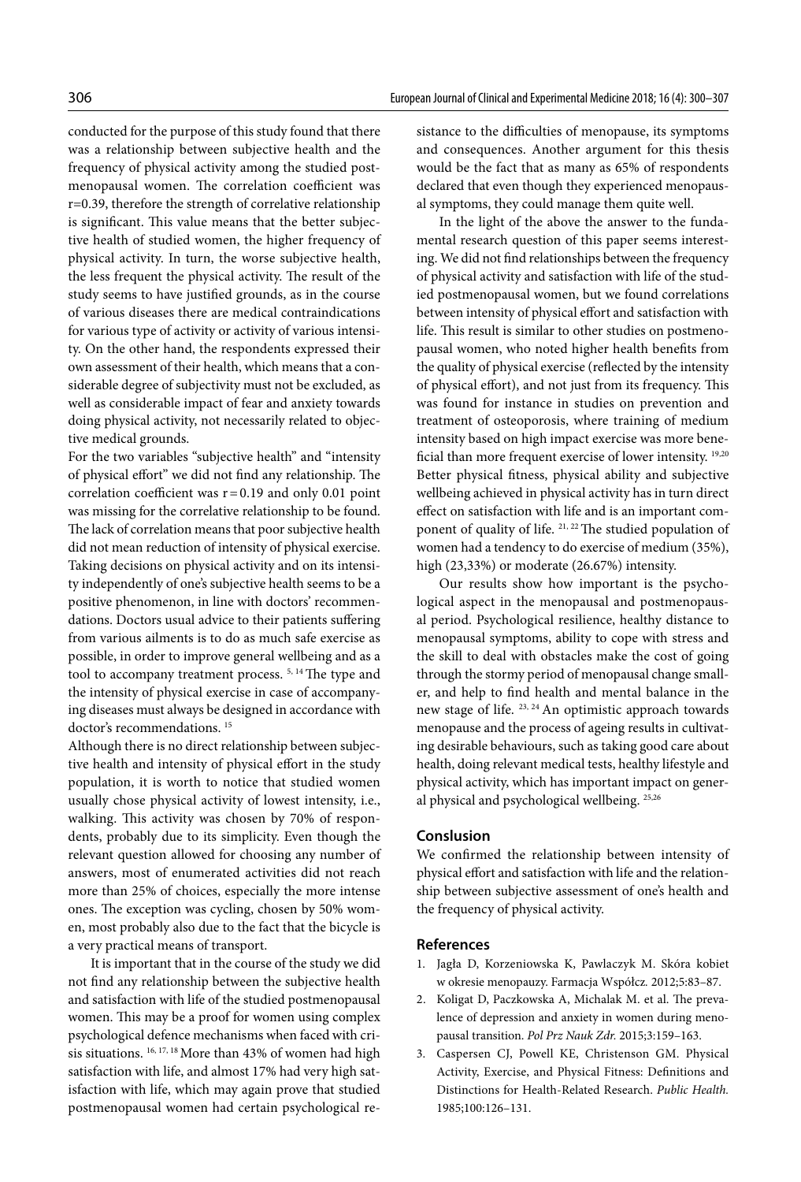conducted for the purpose of this study found that there was a relationship between subjective health and the frequency of physical activity among the studied postmenopausal women. The correlation coefficient was r=0.39, therefore the strength of correlative relationship is significant. This value means that the better subjective health of studied women, the higher frequency of physical activity. In turn, the worse subjective health, the less frequent the physical activity. The result of the study seems to have justified grounds, as in the course of various diseases there are medical contraindications for various type of activity or activity of various intensity. On the other hand, the respondents expressed their own assessment of their health, which means that a considerable degree of subjectivity must not be excluded, as well as considerable impact of fear and anxiety towards doing physical activity, not necessarily related to objective medical grounds.

For the two variables "subjective health" and "intensity of physical effort" we did not find any relationship. The correlation coefficient was r = 0.19 and only 0.01 point was missing for the correlative relationship to be found. The lack of correlation means that poor subjective health did not mean reduction of intensity of physical exercise. Taking decisions on physical activity and on its intensity independently of one's subjective health seems to be a positive phenomenon, in line with doctors' recommendations. Doctors usual advice to their patients suffering from various ailments is to do as much safe exercise as possible, in order to improve general wellbeing and as a tool to accompany treatment process. [5, 14] The type and the intensity of physical exercise in case of accompanying diseases must always be designed in accordance with doctor's recommendations. [15]

Although there is no direct relationship between subjective health and intensity of physical effort in the study population, it is worth to notice that studied women usually chose physical activity of lowest intensity, i.e., walking. This activity was chosen by 70% of respondents, probably due to its simplicity. Even though the relevant question allowed for choosing any number of answers, most of enumerated activities did not reach more than 25% of choices, especially the more intense ones. The exception was cycling, chosen by 50% women, most probably also due to the fact that the bicycle is a very practical means of transport.

It is important that in the course of the study we did not find any relationship between the subjective health and satisfaction with life of the studied postmenopausal women. This may be a proof for women using complex psychological defence mechanisms when faced with crisis situations. [16, 17, 18] More than 43% of women had high satisfaction with life, and almost 17% had very high satisfaction with life, which may again prove that studied postmenopausal women had certain psychological resistance to the difficulties of menopause, its symptoms and consequences. Another argument for this thesis would be the fact that as many as 65% of respondents declared that even though they experienced menopausal symptoms, they could manage them quite well.

In the light of the above the answer to the fundamental research question of this paper seems interesting. We did not find relationships between the frequency of physical activity and satisfaction with life of the studied postmenopausal women, but we found correlations between intensity of physical effort and satisfaction with life. This result is similar to other studies on postmenopausal women, who noted higher health benefits from the quality of physical exercise (reflected by the intensity of physical effort), and not just from its frequency. This was found for instance in studies on prevention and treatment of osteoporosis, where training of medium intensity based on high impact exercise was more beneficial than more frequent exercise of lower intensity. [19,20] Better physical fitness, physical ability and subjective wellbeing achieved in physical activity has in turn direct effect on satisfaction with life and is an important component of quality of life. [21, 22] The studied population of women had a tendency to do exercise of medium (35%), high (23,33%) or moderate (26.67%) intensity.

Our results show how important is the psychological aspect in the menopausal and postmenopausal period. Psychological resilience, healthy distance to menopausal symptoms, ability to cope with stress and the skill to deal with obstacles make the cost of going through the stormy period of menopausal change smaller, and help to find health and mental balance in the new stage of life. [23, 24] An optimistic approach towards menopause and the process of ageing results in cultivating desirable behaviours, such as taking good care about health, doing relevant medical tests, healthy lifestyle and physical activity, which has important impact on general physical and psychological wellbeing. [25,26]

## Conslusion

We confirmed the relationship between intensity of physical effort and satisfaction with life and the relationship between subjective assessment of one's health and the frequency of physical activity.

## References

1. Jagła D, Korzeniowska K, Pawlaczyk M. Skóra kobiet w okresie menopauzy. Farmacja Współcz. 2012;5:83–87.
2. Koligat D, Paczkowska A, Michalak M. et al. The prevalence of depression and anxiety in women during menopausal transition. *Pol Prz Nauk Zdr.* 2015;3:159–163.
3. Caspersen CJ, Powell KE, Christenson GM. Physical Activity, Exercise, and Physical Fitness: Definitions and Distinctions for Health-Related Research. *Public Health.* 1985;100:126–131.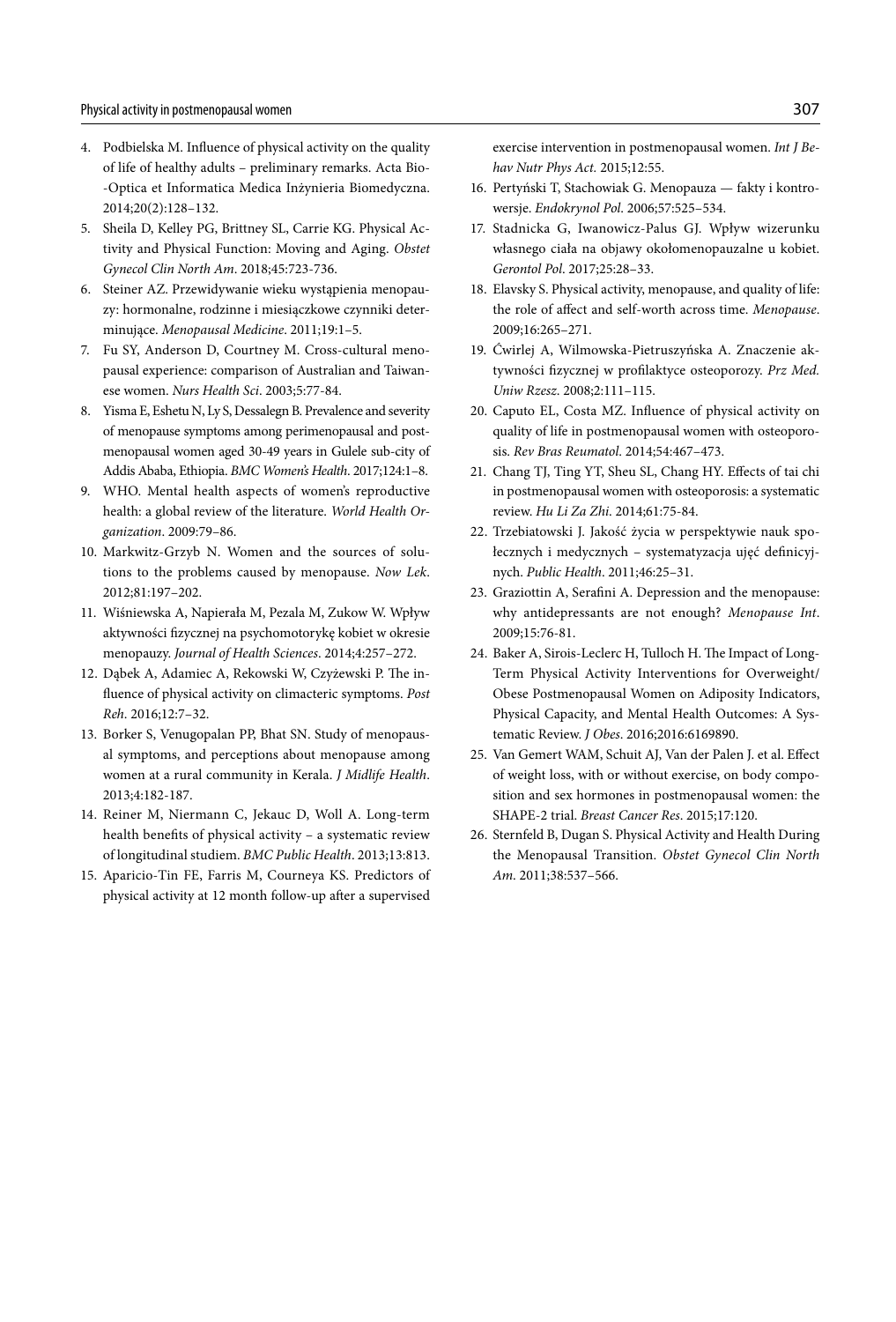4. Podbielska M. Influence of physical activity on the quality of life of healthy adults – preliminary remarks. Acta Bio--Optica et Informatica Medica Inżynieria Biomedyczna. 2014;20(2):128–132.
5. Sheila D, Kelley PG, Brittney SL, Carrie KG. Physical Activity and Physical Function: Moving and Aging. *Obstet Gynecol Clin North Am*. 2018;45:723-736.
6. Steiner AZ. Przewidywanie wieku wystąpienia menopauzy: hormonalne, rodzinne i miesiączkowe czynniki determinujące. *Menopausal Medicine*. 2011;19:1–5.
7. Fu SY, Anderson D, Courtney M. Cross-cultural menopausal experience: comparison of Australian and Taiwanese women. *Nurs Health Sci*. 2003;5:77-84.
8. Yisma E, Eshetu N, Ly S, Dessalegn B. Prevalence and severity of menopause symptoms among perimenopausal and postmenopausal women aged 30-49 years in Gulele sub-city of Addis Ababa, Ethiopia. *BMC Women's Health*. 2017;124:1–8.
9. WHO. Mental health aspects of women's reproductive health: a global review of the literature. *World Health Organization*. 2009:79–86.
10. Markwitz-Grzyb N. Women and the sources of solutions to the problems caused by menopause. *Now Lek*. 2012;81:197–202.
11. Wiśniewska A, Napierała M, Pezala M, Zukow W. Wpływ aktywności fizycznej na psychomotorykę kobiet w okresie menopauzy. *Journal of Health Sciences*. 2014;4:257–272.
12. Dąbek A, Adamiec A, Rekowski W, Czyżewski P. The influence of physical activity on climacteric symptoms. *Post Reh*. 2016;12:7–32.
13. Borker S, Venugopalan PP, Bhat SN. Study of menopausal symptoms, and perceptions about menopause among women at a rural community in Kerala. *J Midlife Health*. 2013;4:182-187.
14. Reiner M, Niermann C, Jekauc D, Woll A. Long-term health benefits of physical activity – a systematic review of longitudinal studiem. *BMC Public Health*. 2013;13:813.
15. Aparicio-Tin FE, Farris M, Courneya KS. Predictors of physical activity at 12 month follow-up after a supervised exercise intervention in postmenopausal women. *Int J Behav Nutr Phys Act*. 2015;12:55.
16. Pertyński T, Stachowiak G. Menopauza — fakty i kontrowersje. *Endokrynol Pol*. 2006;57:525–534.
17. Stadnicka G, Iwanowicz-Palus GJ. Wpływ wizerunku własnego ciała na objawy okołomenopauzalne u kobiet. *Gerontol Pol*. 2017;25:28–33.
18. Elavsky S. Physical activity, menopause, and quality of life: the role of affect and self-worth across time. *Menopause*. 2009;16:265–271.
19. Ćwirlej A, Wilmowska-Pietruszyńska A. Znaczenie aktywności fizycznej w profilaktyce osteoporozy. *Prz Med. Uniw Rzesz*. 2008;2:111–115.
20. Caputo EL, Costa MZ. Influence of physical activity on quality of life in postmenopausal women with osteoporosis. *Rev Bras Reumatol*. 2014;54:467–473.
21. Chang TJ, Ting YT, Sheu SL, Chang HY. Effects of tai chi in postmenopausal women with osteoporosis: a systematic review. *Hu Li Za Zhi*. 2014;61:75-84.
22. Trzebiatowski J. Jakość życia w perspektywie nauk społecznych i medycznych – systematyzacja ujęć definicyjnych. *Public Health*. 2011;46:25–31.
23. Graziottin A, Serafini A. Depression and the menopause: why antidepressants are not enough? *Menopause Int*. 2009;15:76-81.
24. Baker A, Sirois-Leclerc H, Tulloch H. The Impact of Long-Term Physical Activity Interventions for Overweight/Obese Postmenopausal Women on Adiposity Indicators, Physical Capacity, and Mental Health Outcomes: A Systematic Review. *J Obes*. 2016;2016:6169890.
25. Van Gemert WAM, Schuit AJ, Van der Palen J. et al. Effect of weight loss, with or without exercise, on body composition and sex hormones in postmenopausal women: the SHAPE-2 trial. *Breast Cancer Res*. 2015;17:120.
26. Sternfeld B, Dugan S. Physical Activity and Health During the Menopausal Transition. *Obstet Gynecol Clin North Am*. 2011;38:537–566.